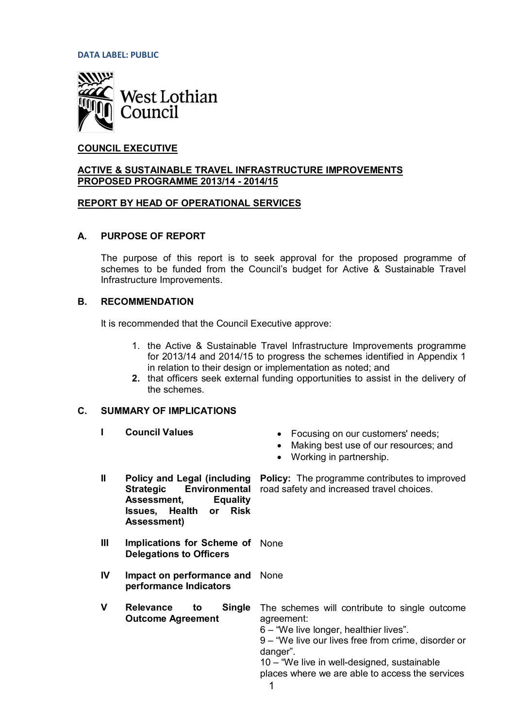DATA LABEL: PUBLIC

West Lothian Council

**COUNCIL EXECUTIVE**

**ACTIVE & SUSTAINABLE TRAVEL INFRASTRUCTURE IMPROVEMENTS PROPOSED PROGRAMME 2013/14 - 2014/15**

**REPORT BY HEAD OF OPERATIONAL SERVICES**

## A. PURPOSE OF REPORT

The purpose of this report is to seek approval for the proposed programme of schemes to be funded from the Council's budget for Active & Sustainable Travel Infrastructure Improvements.

## B. RECOMMENDATION

It is recommended that the Council Executive approve:

1. the Active & Sustainable Travel Infrastructure Improvements programme for 2013/14 and 2014/15 to progress the schemes identified in Appendix 1 in relation to their design or implementation as noted; and
2. that officers seek external funding opportunities to assist in the delivery of the schemes.

## C. SUMMARY OF IMPLICATIONS

| | | |
|---|---|---|
| **I** | **Council Values** | • Focusing on our customers' needs;<br>• Making best use of our resources; and<br>• Working in partnership. |
| **II** | **Policy and Legal (including Strategic Environmental Assessment, Equality Issues, Health or Risk Assessment)** | **Policy:** The programme contributes to improved road safety and increased travel choices. |
| **III** | **Implications for Scheme of Delegations to Officers** | None |
| **IV** | **Impact on performance and performance Indicators** | None |
| **V** | **Relevance to Single Outcome Agreement** | The schemes will contribute to single outcome agreement:<br>6 – "We live longer, healthier lives".<br>9 – "We live our lives free from crime, disorder or danger".<br>10 – "We live in well-designed, sustainable places where we are able to access the services |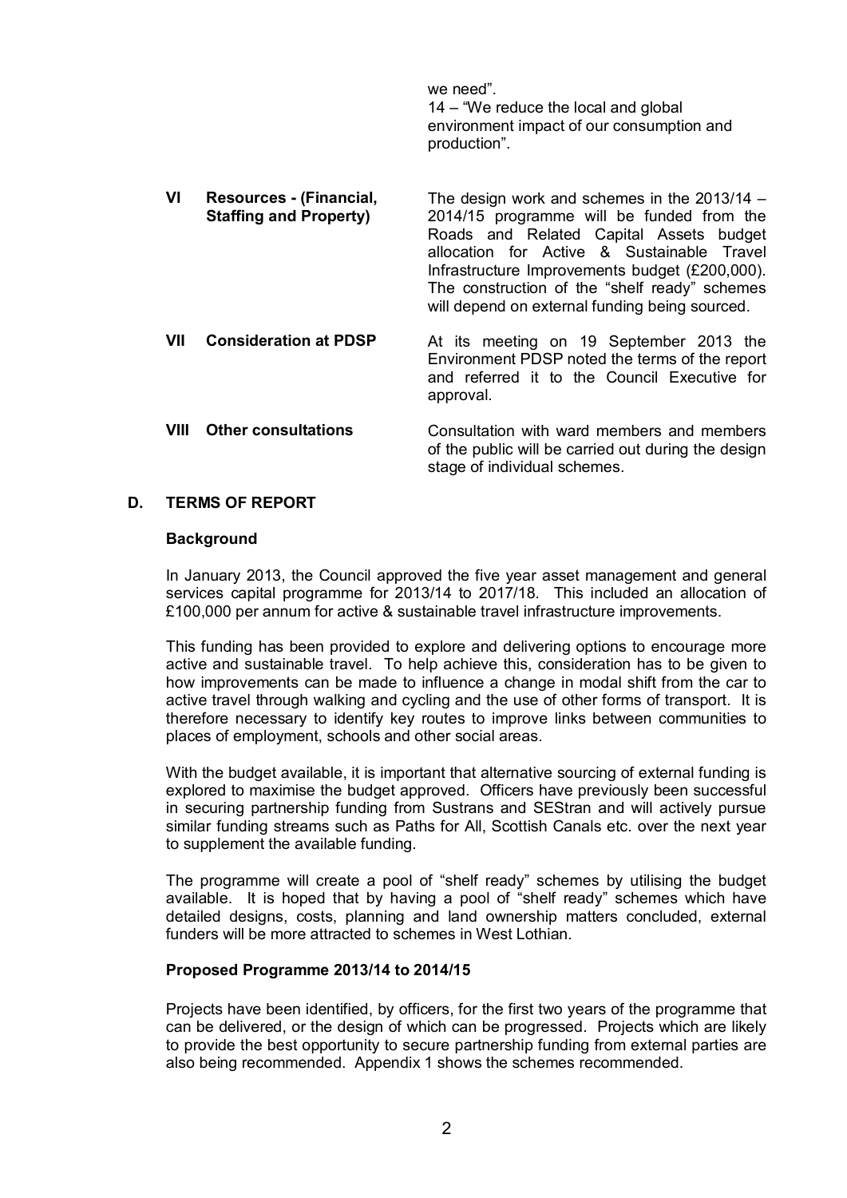we need".
14 – "We reduce the local and global environment impact of our consumption and production".

| | | |
|---|---|---|
| **VI** | **Resources - (Financial, Staffing and Property)** | The design work and schemes in the 2013/14 – 2014/15 programme will be funded from the Roads and Related Capital Assets budget allocation for Active & Sustainable Travel Infrastructure Improvements budget (£200,000). The construction of the "shelf ready" schemes will depend on external funding being sourced. |
| **VII** | **Consideration at PDSP** | At its meeting on 19 September 2013 the Environment PDSP noted the terms of the report and referred it to the Council Executive for approval. |
| **VIII** | **Other consultations** | Consultation with ward members and members of the public will be carried out during the design stage of individual schemes. |

## D. TERMS OF REPORT

### Background

In January 2013, the Council approved the five year asset management and general services capital programme for 2013/14 to 2017/18. This included an allocation of £100,000 per annum for active & sustainable travel infrastructure improvements.

This funding has been provided to explore and delivering options to encourage more active and sustainable travel. To help achieve this, consideration has to be given to how improvements can be made to influence a change in modal shift from the car to active travel through walking and cycling and the use of other forms of transport. It is therefore necessary to identify key routes to improve links between communities to places of employment, schools and other social areas.

With the budget available, it is important that alternative sourcing of external funding is explored to maximise the budget approved. Officers have previously been successful in securing partnership funding from Sustrans and SEStran and will actively pursue similar funding streams such as Paths for All, Scottish Canals etc. over the next year to supplement the available funding.

The programme will create a pool of "shelf ready" schemes by utilising the budget available. It is hoped that by having a pool of "shelf ready" schemes which have detailed designs, costs, planning and land ownership matters concluded, external funders will be more attracted to schemes in West Lothian.

### Proposed Programme 2013/14 to 2014/15

Projects have been identified, by officers, for the first two years of the programme that can be delivered, or the design of which can be progressed. Projects which are likely to provide the best opportunity to secure partnership funding from external parties are also being recommended. Appendix 1 shows the schemes recommended.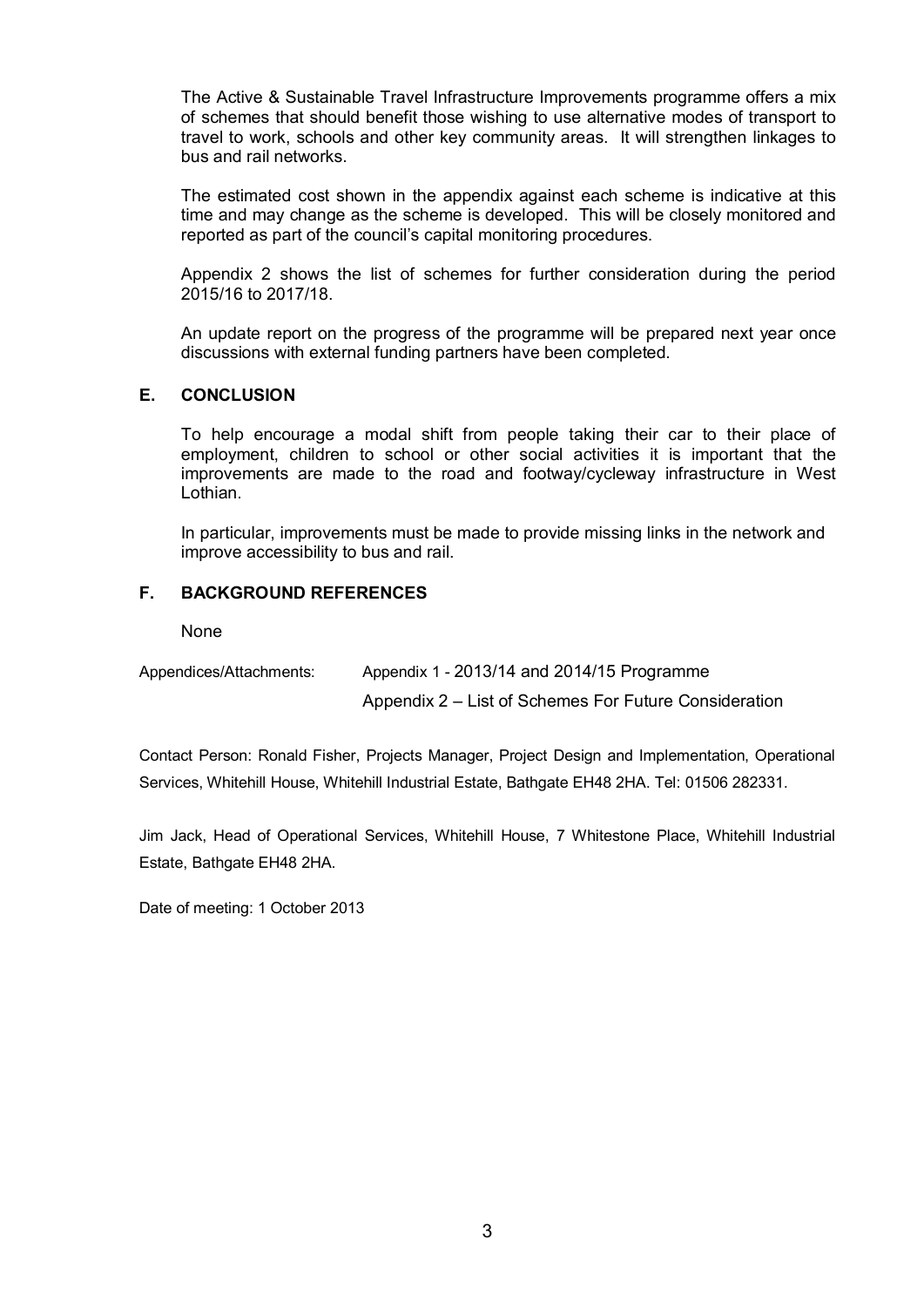The Active & Sustainable Travel Infrastructure Improvements programme offers a mix of schemes that should benefit those wishing to use alternative modes of transport to travel to work, schools and other key community areas. It will strengthen linkages to bus and rail networks.

The estimated cost shown in the appendix against each scheme is indicative at this time and may change as the scheme is developed. This will be closely monitored and reported as part of the council's capital monitoring procedures.

Appendix 2 shows the list of schemes for further consideration during the period 2015/16 to 2017/18.

An update report on the progress of the programme will be prepared next year once discussions with external funding partners have been completed.

## E. CONCLUSION

To help encourage a modal shift from people taking their car to their place of employment, children to school or other social activities it is important that the improvements are made to the road and footway/cycleway infrastructure in West Lothian.

In particular, improvements must be made to provide missing links in the network and improve accessibility to bus and rail.

## F. BACKGROUND REFERENCES

None

Appendices/Attachments: Appendix 1 - 2013/14 and 2014/15 Programme

Appendix 2 – List of Schemes For Future Consideration

Contact Person: Ronald Fisher, Projects Manager, Project Design and Implementation, Operational Services, Whitehill House, Whitehill Industrial Estate, Bathgate EH48 2HA. Tel: 01506 282331.

Jim Jack, Head of Operational Services, Whitehill House, 7 Whitestone Place, Whitehill Industrial Estate, Bathgate EH48 2HA.

Date of meeting: 1 October 2013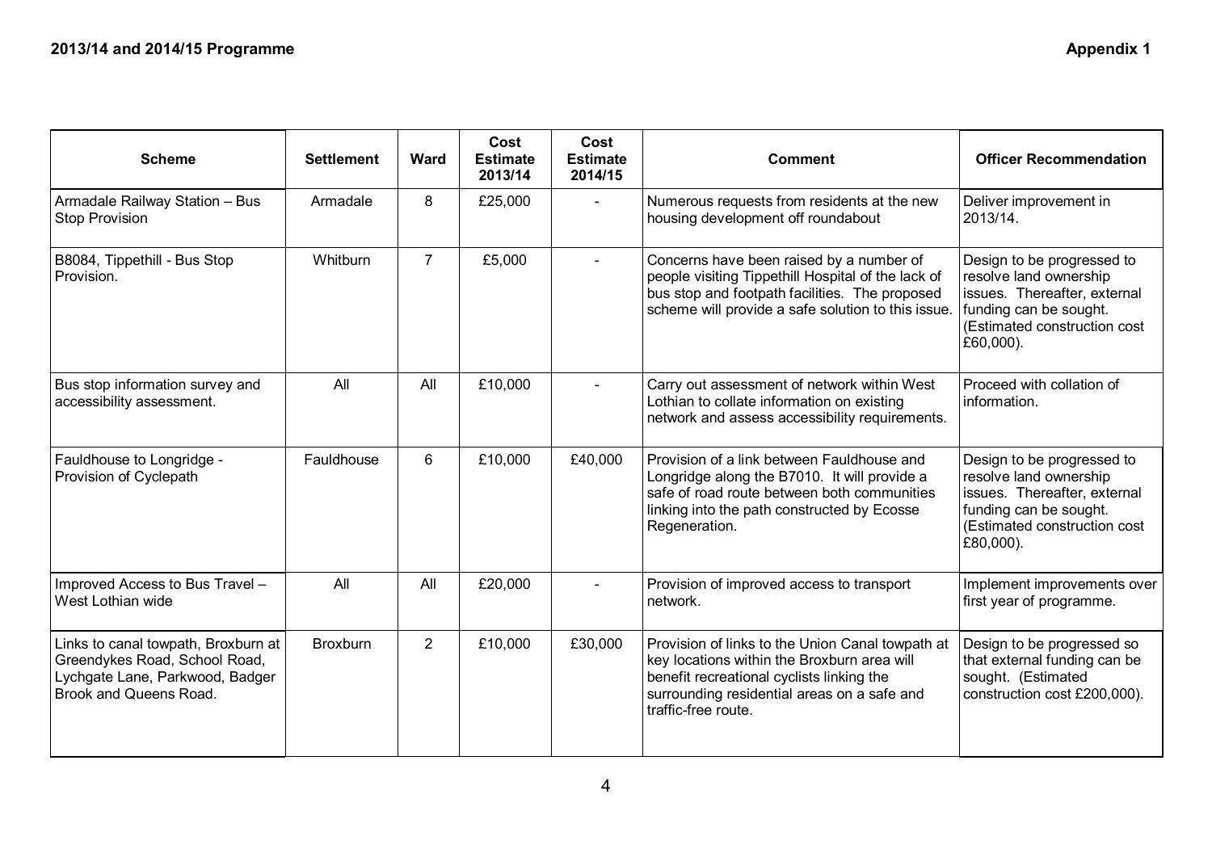**2013/14 and 2014/15 Programme** **Appendix 1**

| Scheme | Settlement | Ward | Cost Estimate 2013/14 | Cost Estimate 2014/15 | Comment | Officer Recommendation |
|---|---|---|---|---|---|---|
| Armadale Railway Station – Bus Stop Provision | Armadale | 8 | £25,000 | - | Numerous requests from residents at the new housing development off roundabout | Deliver improvement in 2013/14. |
| B8084, Tippethill - Bus Stop Provision. | Whitburn | 7 | £5,000 | - | Concerns have been raised by a number of people visiting Tippethill Hospital of the lack of bus stop and footpath facilities. The proposed scheme will provide a safe solution to this issue. | Design to be progressed to resolve land ownership issues. Thereafter, external funding can be sought. (Estimated construction cost £60,000). |
| Bus stop information survey and accessibility assessment. | All | All | £10,000 | - | Carry out assessment of network within West Lothian to collate information on existing network and assess accessibility requirements. | Proceed with collation of information. |
| Fauldhouse to Longridge - Provision of Cyclepath | Fauldhouse | 6 | £10,000 | £40,000 | Provision of a link between Fauldhouse and Longridge along the B7010. It will provide a safe of road route between both communities linking into the path constructed by Ecosse Regeneration. | Design to be progressed to resolve land ownership issues. Thereafter, external funding can be sought. (Estimated construction cost £80,000). |
| Improved Access to Bus Travel – West Lothian wide | All | All | £20,000 | - | Provision of improved access to transport network. | Implement improvements over first year of programme. |
| Links to canal towpath, Broxburn at Greendykes Road, School Road, Lychgate Lane, Parkwood, Badger Brook and Queens Road. | Broxburn | 2 | £10,000 | £30,000 | Provision of links to the Union Canal towpath at key locations within the Broxburn area will benefit recreational cyclists linking the surrounding residential areas on a safe and traffic-free route. | Design to be progressed so that external funding can be sought. (Estimated construction cost £200,000). |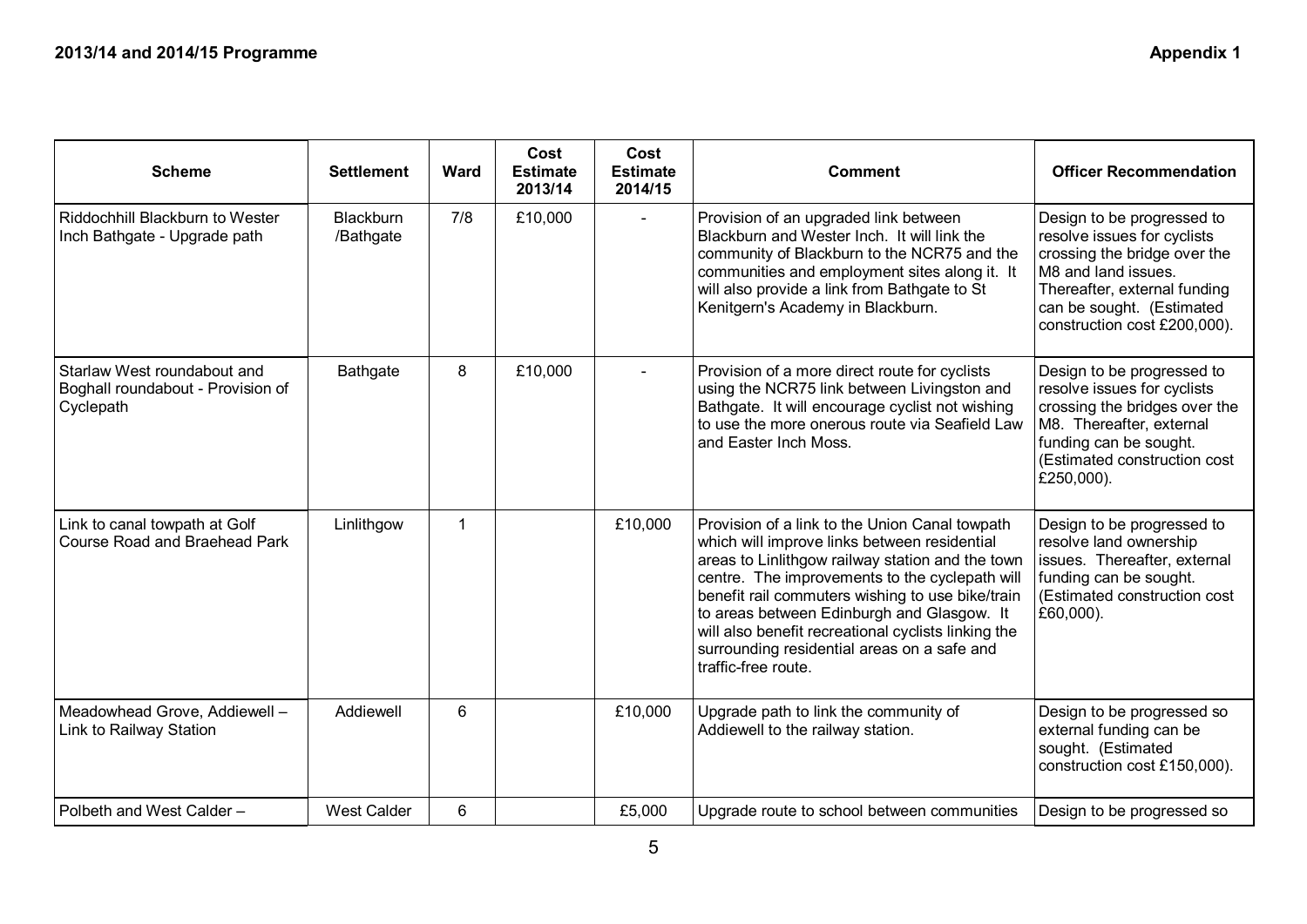**2013/14 and 2014/15 Programme** **Appendix 1**

| Scheme | Settlement | Ward | Cost Estimate 2013/14 | Cost Estimate 2014/15 | Comment | Officer Recommendation |
|---|---|---|---|---|---|---|
| Riddochhill Blackburn to Wester Inch Bathgate - Upgrade path | Blackburn /Bathgate | 7/8 | £10,000 | - | Provision of an upgraded link between Blackburn and Wester Inch. It will link the community of Blackburn to the NCR75 and the communities and employment sites along it. It will also provide a link from Bathgate to St Kenitgern's Academy in Blackburn. | Design to be progressed to resolve issues for cyclists crossing the bridge over the M8 and land issues. Thereafter, external funding can be sought. (Estimated construction cost £200,000). |
| Starlaw West roundabout and Boghall roundabout - Provision of Cyclepath | Bathgate | 8 | £10,000 | - | Provision of a more direct route for cyclists using the NCR75 link between Livingston and Bathgate. It will encourage cyclist not wishing to use the more onerous route via Seafield Law and Easter Inch Moss. | Design to be progressed to resolve issues for cyclists crossing the bridges over the M8. Thereafter, external funding can be sought. (Estimated construction cost £250,000). |
| Link to canal towpath at Golf Course Road and Braehead Park | Linlithgow | 1 | | £10,000 | Provision of a link to the Union Canal towpath which will improve links between residential areas to Linlithgow railway station and the town centre. The improvements to the cyclepath will benefit rail commuters wishing to use bike/train to areas between Edinburgh and Glasgow. It will also benefit recreational cyclists linking the surrounding residential areas on a safe and traffic-free route. | Design to be progressed to resolve land ownership issues. Thereafter, external funding can be sought. (Estimated construction cost £60,000). |
| Meadowhead Grove, Addiewell – Link to Railway Station | Addiewell | 6 | | £10,000 | Upgrade path to link the community of Addiewell to the railway station. | Design to be progressed so external funding can be sought. (Estimated construction cost £150,000). |
| Polbeth and West Calder – | West Calder | 6 | | £5,000 | Upgrade route to school between communities | Design to be progressed so |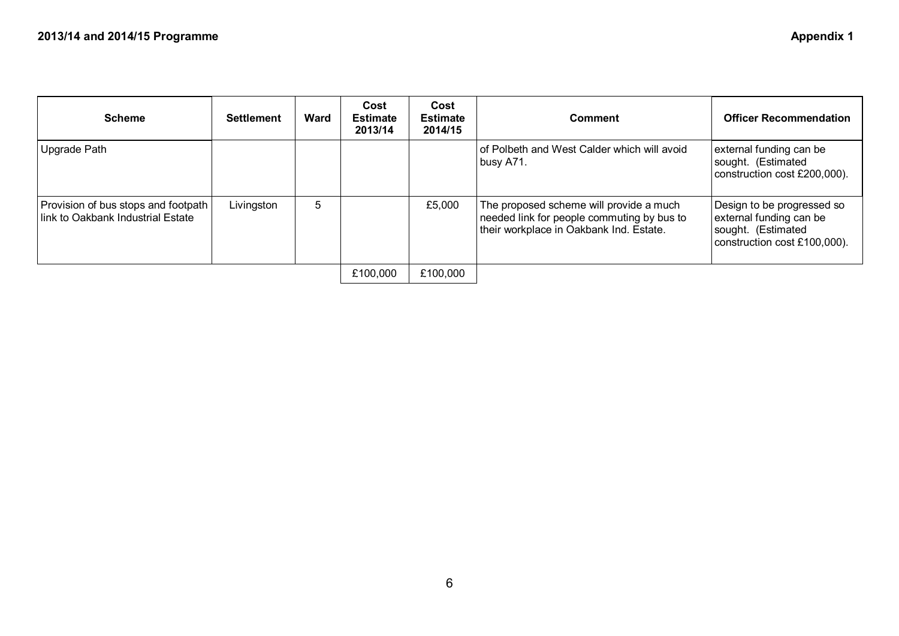| Scheme | Settlement | Ward | Cost Estimate 2013/14 | Cost Estimate 2014/15 | Comment | Officer Recommendation |
|---|---|---|---|---|---|---|
| Upgrade Path | | | | | of Polbeth and West Calder which will avoid busy A71. | external funding can be sought. (Estimated construction cost £200,000). |
| Provision of bus stops and footpath link to Oakbank Industrial Estate | Livingston | 5 | | £5,000 | The proposed scheme will provide a much needed link for people commuting by bus to their workplace in Oakbank Ind. Estate. | Design to be progressed so external funding can be sought. (Estimated construction cost £100,000). |
| | | | £100,000 | £100,000 | | |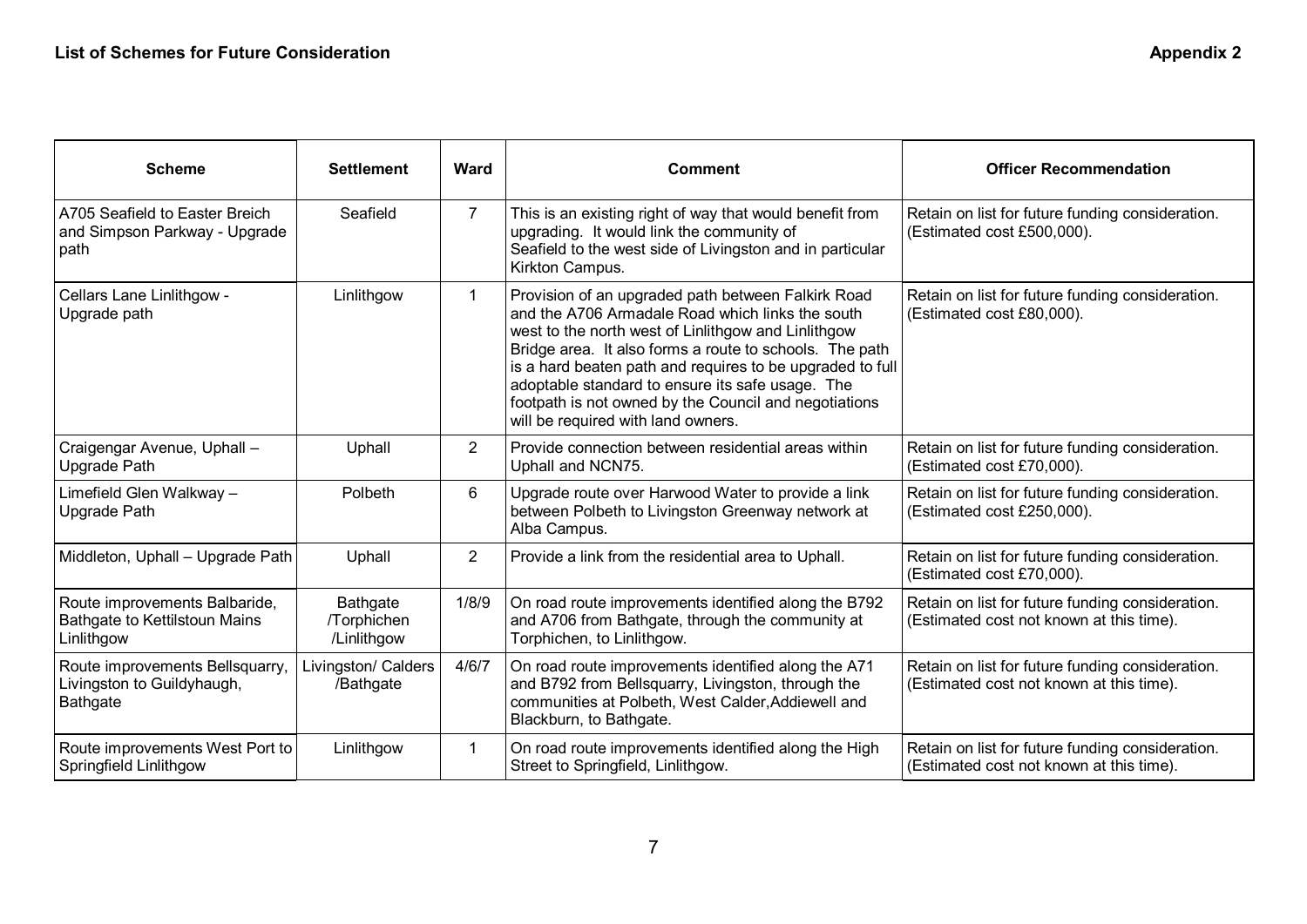**List of Schemes for Future Consideration** **Appendix 2**

| Scheme | Settlement | Ward | Comment | Officer Recommendation |
|---|---|---|---|---|
| A705 Seafield to Easter Breich and Simpson Parkway - Upgrade path | Seafield | 7 | This is an existing right of way that would benefit from upgrading. It would link the community of Seafield to the west side of Livingston and in particular Kirkton Campus. | Retain on list for future funding consideration. (Estimated cost £500,000). |
| Cellars Lane Linlithgow - Upgrade path | Linlithgow | 1 | Provision of an upgraded path between Falkirk Road and the A706 Armadale Road which links the south west to the north west of Linlithgow and Linlithgow Bridge area. It also forms a route to schools. The path is a hard beaten path and requires to be upgraded to full adoptable standard to ensure its safe usage. The footpath is not owned by the Council and negotiations will be required with land owners. | Retain on list for future funding consideration. (Estimated cost £80,000). |
| Craigengar Avenue, Uphall – Upgrade Path | Uphall | 2 | Provide connection between residential areas within Uphall and NCN75. | Retain on list for future funding consideration. (Estimated cost £70,000). |
| Limefield Glen Walkway – Upgrade Path | Polbeth | 6 | Upgrade route over Harwood Water to provide a link between Polbeth to Livingston Greenway network at Alba Campus. | Retain on list for future funding consideration. (Estimated cost £250,000). |
| Middleton, Uphall – Upgrade Path | Uphall | 2 | Provide a link from the residential area to Uphall. | Retain on list for future funding consideration. (Estimated cost £70,000). |
| Route improvements Balbaride, Bathgate to Kettilstoun Mains Linlithgow | Bathgate /Torphichen /Linlithgow | 1/8/9 | On road route improvements identified along the B792 and A706 from Bathgate, through the community at Torphichen, to Linlithgow. | Retain on list for future funding consideration. (Estimated cost not known at this time). |
| Route improvements Bellsquarry, Livingston to Guildyhaugh, Bathgate | Livingston/ Calders /Bathgate | 4/6/7 | On road route improvements identified along the A71 and B792 from Bellsquarry, Livingston, through the communities at Polbeth, West Calder,Addiewell and Blackburn, to Bathgate. | Retain on list for future funding consideration. (Estimated cost not known at this time). |
| Route improvements West Port to Springfield Linlithgow | Linlithgow | 1 | On road route improvements identified along the High Street to Springfield, Linlithgow. | Retain on list for future funding consideration. (Estimated cost not known at this time). |